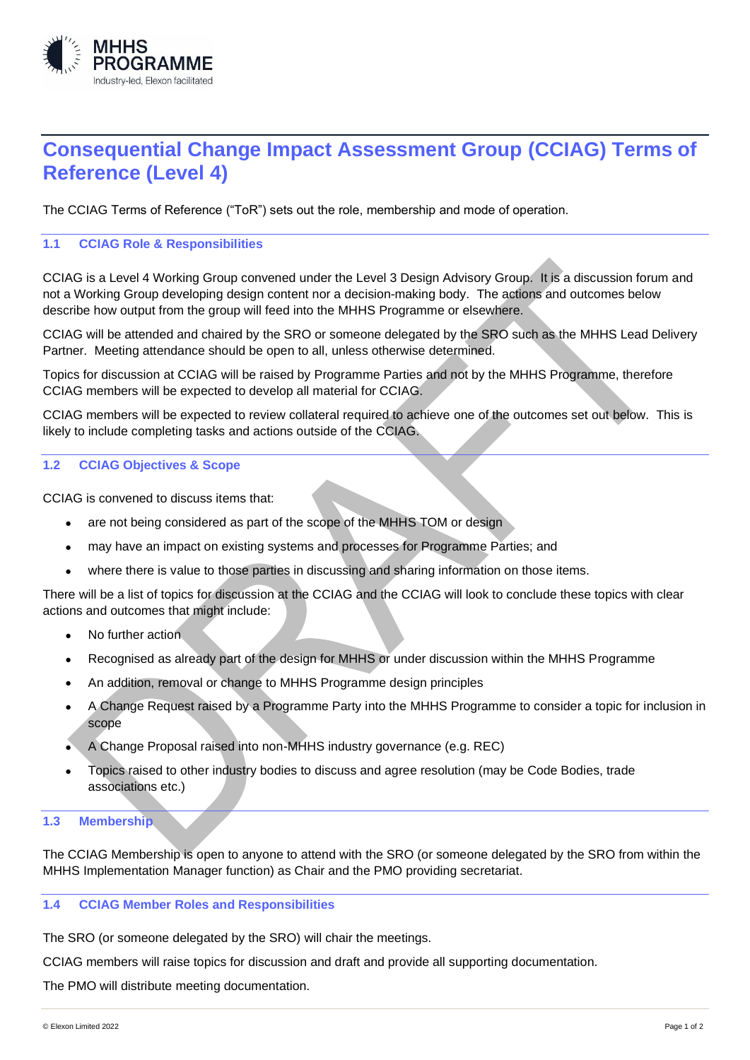# Consequential Change Impact Assessment Group (CCIAG) Terms of Reference (Level 4)

The CCIAG Terms of Reference ("ToR") sets out the role, membership and mode of operation.

## 1.1 CCIAG Role & Responsibilities

CCIAG is a Level 4 Working Group convened under the Level 3 Design Advisory Group. It is a discussion forum and not a Working Group developing design content nor a decision-making body. The actions and outcomes below describe how output from the group will feed into the MHHS Programme or elsewhere.

CCIAG will be attended and chaired by the SRO or someone delegated by the SRO such as the MHHS Lead Delivery Partner. Meeting attendance should be open to all, unless otherwise determined.

Topics for discussion at CCIAG will be raised by Programme Parties and not by the MHHS Programme, therefore CCIAG members will be expected to develop all material for CCIAG.

CCIAG members will be expected to review collateral required to achieve one of the outcomes set out below. This is likely to include completing tasks and actions outside of the CCIAG.

## 1.2 CCIAG Objectives & Scope

CCIAG is convened to discuss items that:

- are not being considered as part of the scope of the MHHS TOM or design
- may have an impact on existing systems and processes for Programme Parties; and
- where there is value to those parties in discussing and sharing information on those items.

There will be a list of topics for discussion at the CCIAG and the CCIAG will look to conclude these topics with clear actions and outcomes that might include:

- No further action
- Recognised as already part of the design for MHHS or under discussion within the MHHS Programme
- An addition, removal or change to MHHS Programme design principles
- A Change Request raised by a Programme Party into the MHHS Programme to consider a topic for inclusion in scope
- A Change Proposal raised into non-MHHS industry governance (e.g. REC)
- Topics raised to other industry bodies to discuss and agree resolution (may be Code Bodies, trade associations etc.)

## 1.3 Membership

The CCIAG Membership is open to anyone to attend with the SRO (or someone delegated by the SRO from within the MHHS Implementation Manager function) as Chair and the PMO providing secretariat.

## 1.4 CCIAG Member Roles and Responsibilities

The SRO (or someone delegated by the SRO) will chair the meetings.

CCIAG members will raise topics for discussion and draft and provide all supporting documentation.

The PMO will distribute meeting documentation.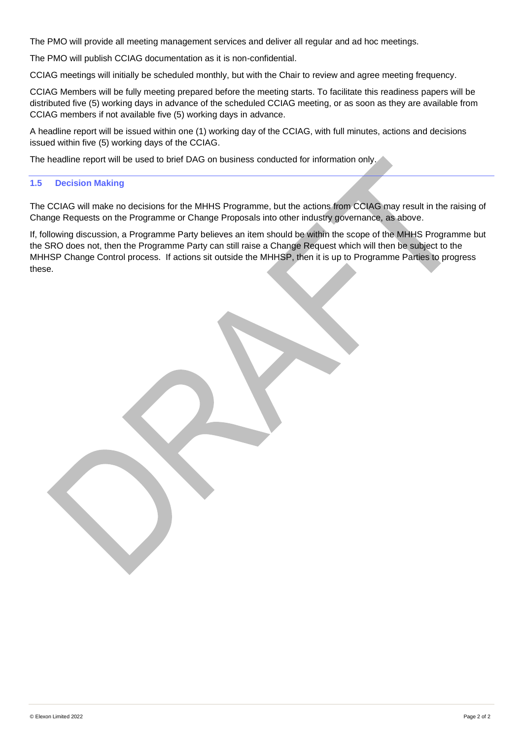The PMO will provide all meeting management services and deliver all regular and ad hoc meetings.

The PMO will publish CCIAG documentation as it is non-confidential.

CCIAG meetings will initially be scheduled monthly, but with the Chair to review and agree meeting frequency.

CCIAG Members will be fully meeting prepared before the meeting starts. To facilitate this readiness papers will be distributed five (5) working days in advance of the scheduled CCIAG meeting, or as soon as they are available from CCIAG members if not available five (5) working days in advance.

A headline report will be issued within one (1) working day of the CCIAG, with full minutes, actions and decisions issued within five (5) working days of the CCIAG.

The headline report will be used to brief DAG on business conducted for information only.

### 1.5 Decision Making

The CCIAG will make no decisions for the MHHS Programme, but the actions from CCIAG may result in the raising of Change Requests on the Programme or Change Proposals into other industry governance, as above.

If, following discussion, a Programme Party believes an item should be within the scope of the MHHS Programme but the SRO does not, then the Programme Party can still raise a Change Request which will then be subject to the MHHSP Change Control process. If actions sit outside the MHHSP, then it is up to Programme Parties to progress these.